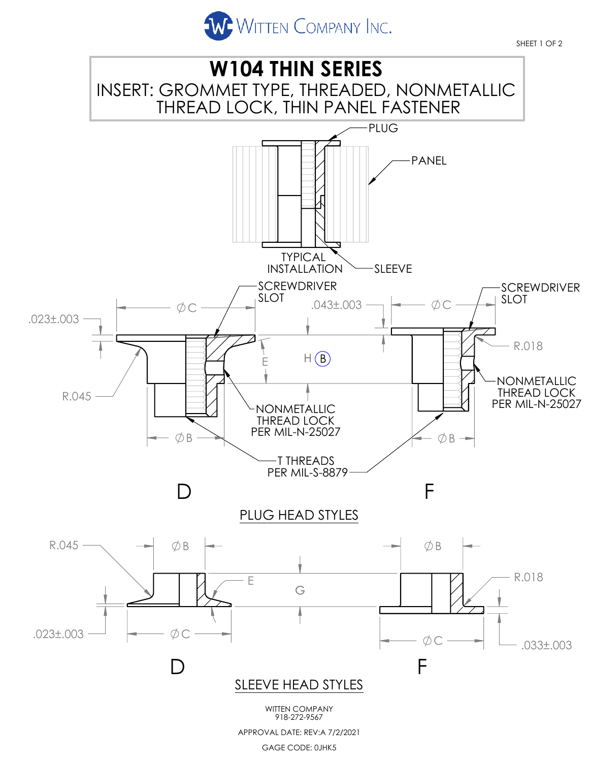WITTEN COMPANY INC.

# W104 THIN SERIES

## INSERT: GROMMET TYPE, THREADED, NONMETALLIC THREAD LOCK, THIN PANEL FASTENER

PLUG

PANEL

TYPICAL INSTALLATION

SLEEVE

SCREWDRIVER SLOT

ØC

.023±.003

.043±.003

R.045

E

H (B)

R.018

NONMETALLIC THREAD LOCK PER MIL-N-25027

ØB

T THREADS PER MIL-S-8879

D

F

PLUG HEAD STYLES

R.045

ØB

E

G

R.018

.023±.003

ØC

.033±.003

D

F

SLEEVE HEAD STYLES

WITTEN COMPANY
918-272-9567

APPROVAL DATE: REV:A 7/2/2021

GAGE CODE: 0JHK5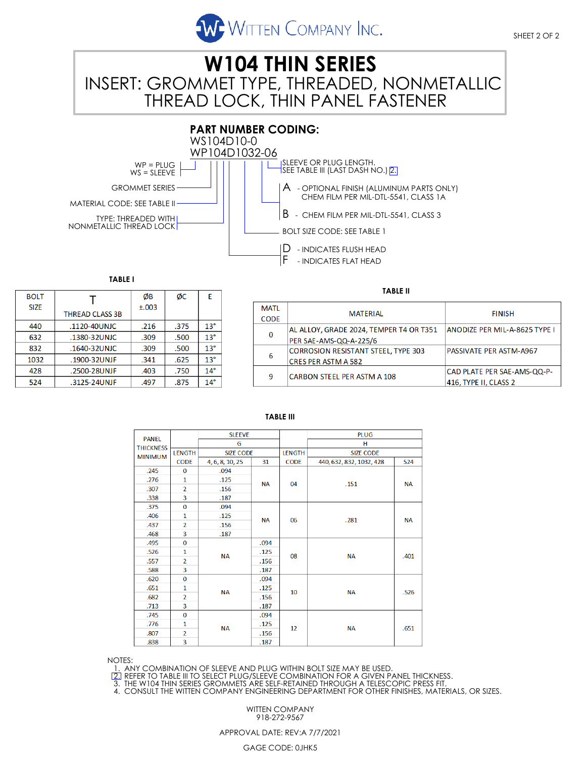WITTEN COMPANY INC.

# W104 THIN SERIES
## INSERT: GROMMET TYPE, THREADED, NONMETALLIC THREAD LOCK, THIN PANEL FASTENER

### PART NUMBER CODING:

WS104D10-0
WP104D1032-06

- WP = PLUG / WS = SLEEVE
- GROMMET SERIES
- MATERIAL CODE: SEE TABLE II
- TYPE: THREADED WITH NONMETALLIC THREAD LOCK
- D - INDICATES FLUSH HEAD
- F - INDICATES FLAT HEAD
- BOLT SIZE CODE: SEE TABLE 1
- A - OPTIONAL FINISH (ALUMINUM PARTS ONLY) CHEM FILM PER MIL-DTL-5541, CLASS 1A
- B - CHEM FILM PER MIL-DTL-5541, CLASS 3
- SLEEVE OR PLUG LENGTH. SEE TABLE III (LAST DASH NO.) [2.]

**TABLE I**

| BOLT SIZE | T THREAD CLASS 3B | ØB ±.003 | ØC | E |
|---|---|---|---|---|
| 440 | .1120-40UNJC | .216 | .375 | 13° |
| 632 | .1380-32UNJC | .309 | .500 | 13° |
| 832 | .1640-32UNJC | .309 | .500 | 13° |
| 1032 | .1900-32UNJF | .341 | .625 | 13° |
| 428 | .2500-28UNJF | .403 | .750 | 14° |
| 524 | .3125-24UNJF | .497 | .875 | 14° |

**TABLE II**

| MATL CODE | MATERIAL | FINISH |
|---|---|---|
| 0 | AL ALLOY, GRADE 2024, TEMPER T4 OR T351 PER SAE-AMS-QQ-A-225/6 | ANODIZE PER MIL-A-8625 TYPE I |
| 6 | CORROSION RESISTANT STEEL, TYPE 303 CRES PER ASTM A 582 | PASSIVATE PER ASTM-A967 |
| 9 | CARBON STEEL PER ASTM A 108 | CAD PLATE PER SAE-AMS-QQ-P-416, TYPE II, CLASS 2 |

**TABLE III**

| PANEL THICKNESS MINIMUM | SLEEVE | | | PLUG | | |
|---|---|---|---|---|---|---|
| | | G | | | H | |
| | LENGTH CODE | SIZE CODE 4, 6, 8, 10, 25 | SIZE CODE 31 | LENGTH CODE | SIZE CODE 440, 632, 832, 1032, 428 | SIZE CODE 524 |
| .245 | 0 | .094 | NA | 04 | .151 | NA |
| .276 | 1 | .125 | | | | |
| .307 | 2 | .156 | | | | |
| .338 | 3 | .187 | | | | |
| .375 | 0 | .094 | NA | 06 | .281 | NA |
| .406 | 1 | .125 | | | | |
| .437 | 2 | .156 | | | | |
| .468 | 3 | .187 | | | | |
| .495 | 0 | NA | .094 | 08 | NA | .401 |
| .526 | 1 | | .125 | | | |
| .557 | 2 | | .156 | | | |
| .588 | 3 | | .187 | | | |
| .620 | 0 | NA | .094 | 10 | NA | .526 |
| .651 | 1 | | .125 | | | |
| .682 | 2 | | .156 | | | |
| .713 | 3 | | .187 | | | |
| .745 | 0 | NA | .094 | 12 | NA | .651 |
| .776 | 1 | | .125 | | | |
| .807 | 2 | | .156 | | | |
| .838 | 3 | | .187 | | | |

NOTES:
1. ANY COMBINATION OF SLEEVE AND PLUG WITHIN BOLT SIZE MAY BE USED.
2. REFER TO TABLE III TO SELECT PLUG/SLEEVE COMBINATION FOR A GIVEN PANEL THICKNESS.
3. THE W104 THIN SERIES GROMMETS ARE SELF-RETAINED THROUGH A TELESCOPIC PRESS FIT.
4. CONSULT THE WITTEN COMPANY ENGINEERING DEPARTMENT FOR OTHER FINISHES, MATERIALS, OR SIZES.

WITTEN COMPANY
918-272-9567

APPROVAL DATE: REV:A 7/7/2021

GAGE CODE: 0JHK5